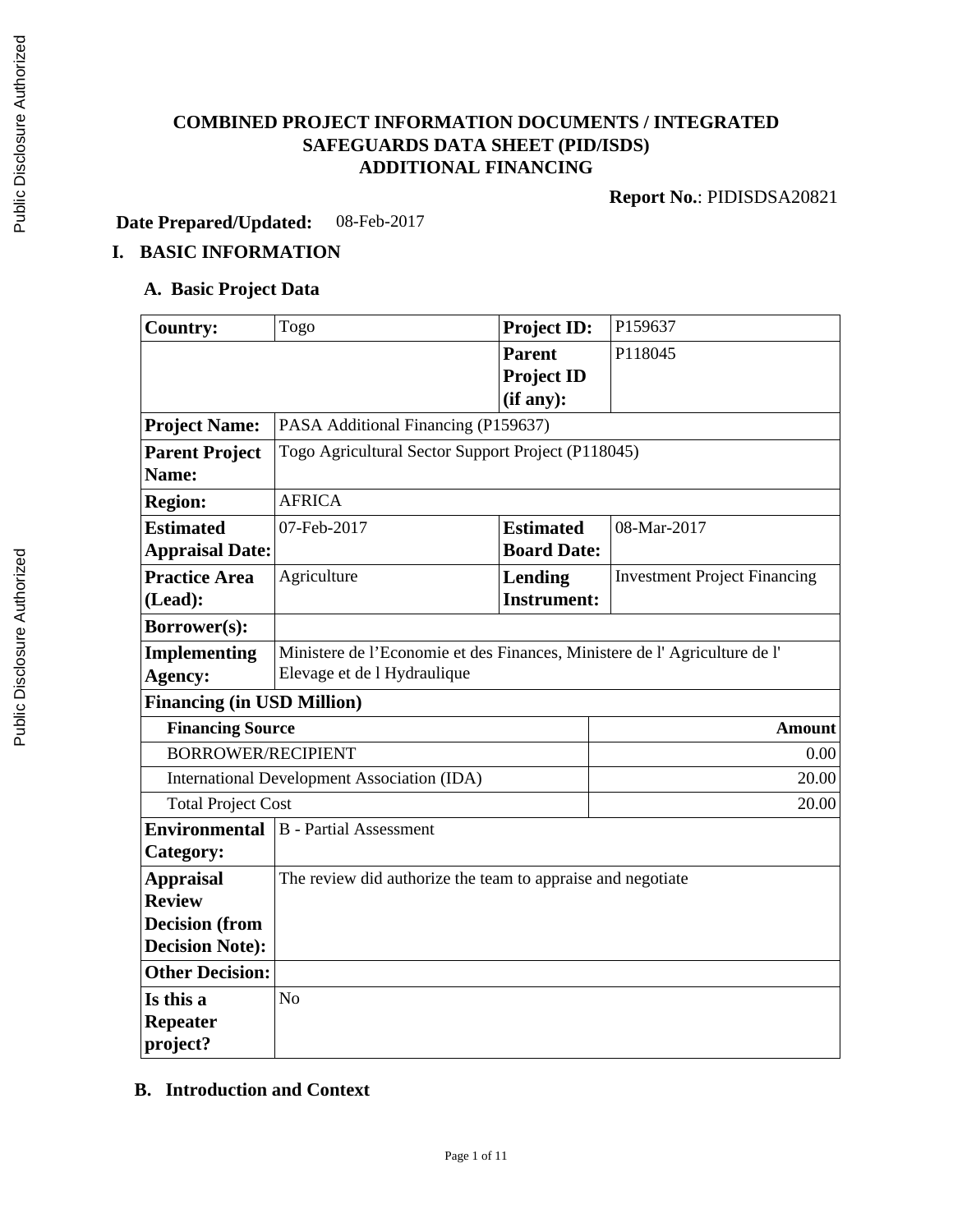# COMBINED PROJECT INFORMATION DOCUMENTS / INTEGRATED SAFEGUARDS DATA SHEET (PID/ISDS)
# ADDITIONAL FINANCING

**Report No.**: PIDISDSA20821

**Date Prepared/Updated:** 08-Feb-2017

## I. BASIC INFORMATION

### A. Basic Project Data

| | | | |
|---|---|---|---|
| **Country:** | Togo | **Project ID:** | P159637 |
| | | **Parent Project ID (if any):** | P118045 |
| **Project Name:** | PASA Additional Financing (P159637) | | |
| **Parent Project Name:** | Togo Agricultural Sector Support Project (P118045) | | |
| **Region:** | AFRICA | | |
| **Estimated Appraisal Date:** | 07-Feb-2017 | **Estimated Board Date:** | 08-Mar-2017 |
| **Practice Area (Lead):** | Agriculture | **Lending Instrument:** | Investment Project Financing |
| **Borrower(s):** | | | |
| **Implementing Agency:** | Ministere de l'Economie et des Finances, Ministere de l' Agriculture de l' Elevage et de l Hydraulique | | |
| **Financing (in USD Million)** | | | |
| **Financing Source** | | | **Amount** |
| BORROWER/RECIPIENT | | | 0.00 |
| International Development Association (IDA) | | | 20.00 |
| Total Project Cost | | | 20.00 |
| **Environmental Category:** | B - Partial Assessment | | |
| **Appraisal Review Decision (from Decision Note):** | The review did authorize the team to appraise and negotiate | | |
| **Other Decision:** | | | |
| **Is this a Repeater project?** | No | | |

### B. Introduction and Context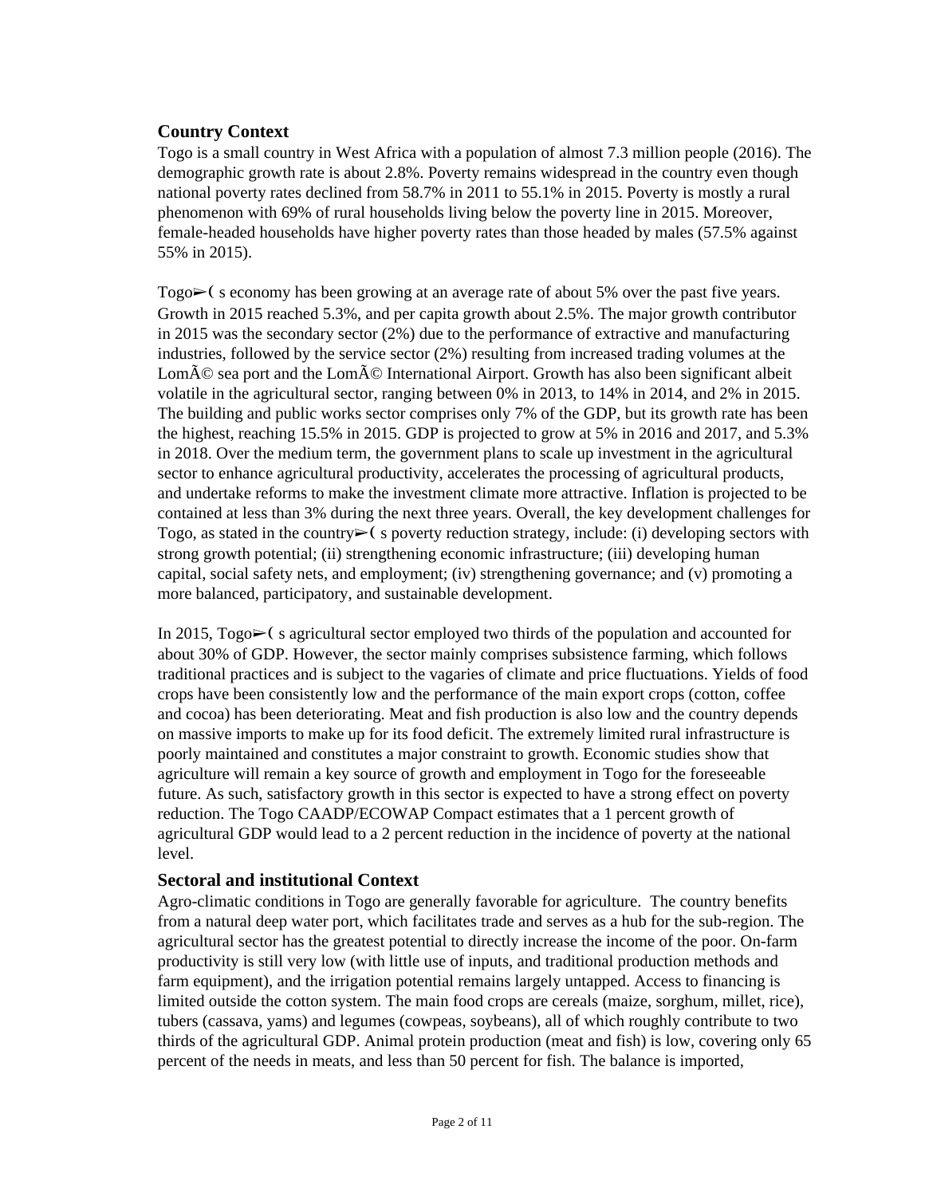## Country Context

Togo is a small country in West Africa with a population of almost 7.3 million people (2016). The demographic growth rate is about 2.8%. Poverty remains widespread in the country even though national poverty rates declined from 58.7% in 2011 to 55.1% in 2015. Poverty is mostly a rural phenomenon with 69% of rural households living below the poverty line in 2015. Moreover, female-headed households have higher poverty rates than those headed by males (57.5% against 55% in 2015).

Togo➢( s economy has been growing at an average rate of about 5% over the past five years. Growth in 2015 reached 5.3%, and per capita growth about 2.5%. The major growth contributor in 2015 was the secondary sector (2%) due to the performance of extractive and manufacturing industries, followed by the service sector (2%) resulting from increased trading volumes at the LomÃ© sea port and the LomÃ© International Airport. Growth has also been significant albeit volatile in the agricultural sector, ranging between 0% in 2013, to 14% in 2014, and 2% in 2015. The building and public works sector comprises only 7% of the GDP, but its growth rate has been the highest, reaching 15.5% in 2015. GDP is projected to grow at 5% in 2016 and 2017, and 5.3% in 2018. Over the medium term, the government plans to scale up investment in the agricultural sector to enhance agricultural productivity, accelerates the processing of agricultural products, and undertake reforms to make the investment climate more attractive. Inflation is projected to be contained at less than 3% during the next three years. Overall, the key development challenges for Togo, as stated in the country➢( s poverty reduction strategy, include: (i) developing sectors with strong growth potential; (ii) strengthening economic infrastructure; (iii) developing human capital, social safety nets, and employment; (iv) strengthening governance; and (v) promoting a more balanced, participatory, and sustainable development.

In 2015, Togo➢( s agricultural sector employed two thirds of the population and accounted for about 30% of GDP. However, the sector mainly comprises subsistence farming, which follows traditional practices and is subject to the vagaries of climate and price fluctuations. Yields of food crops have been consistently low and the performance of the main export crops (cotton, coffee and cocoa) has been deteriorating. Meat and fish production is also low and the country depends on massive imports to make up for its food deficit. The extremely limited rural infrastructure is poorly maintained and constitutes a major constraint to growth. Economic studies show that agriculture will remain a key source of growth and employment in Togo for the foreseeable future. As such, satisfactory growth in this sector is expected to have a strong effect on poverty reduction. The Togo CAADP/ECOWAP Compact estimates that a 1 percent growth of agricultural GDP would lead to a 2 percent reduction in the incidence of poverty at the national level.

## Sectoral and institutional Context

Agro-climatic conditions in Togo are generally favorable for agriculture. The country benefits from a natural deep water port, which facilitates trade and serves as a hub for the sub-region. The agricultural sector has the greatest potential to directly increase the income of the poor. On-farm productivity is still very low (with little use of inputs, and traditional production methods and farm equipment), and the irrigation potential remains largely untapped. Access to financing is limited outside the cotton system. The main food crops are cereals (maize, sorghum, millet, rice), tubers (cassava, yams) and legumes (cowpeas, soybeans), all of which roughly contribute to two thirds of the agricultural GDP. Animal protein production (meat and fish) is low, covering only 65 percent of the needs in meats, and less than 50 percent for fish. The balance is imported,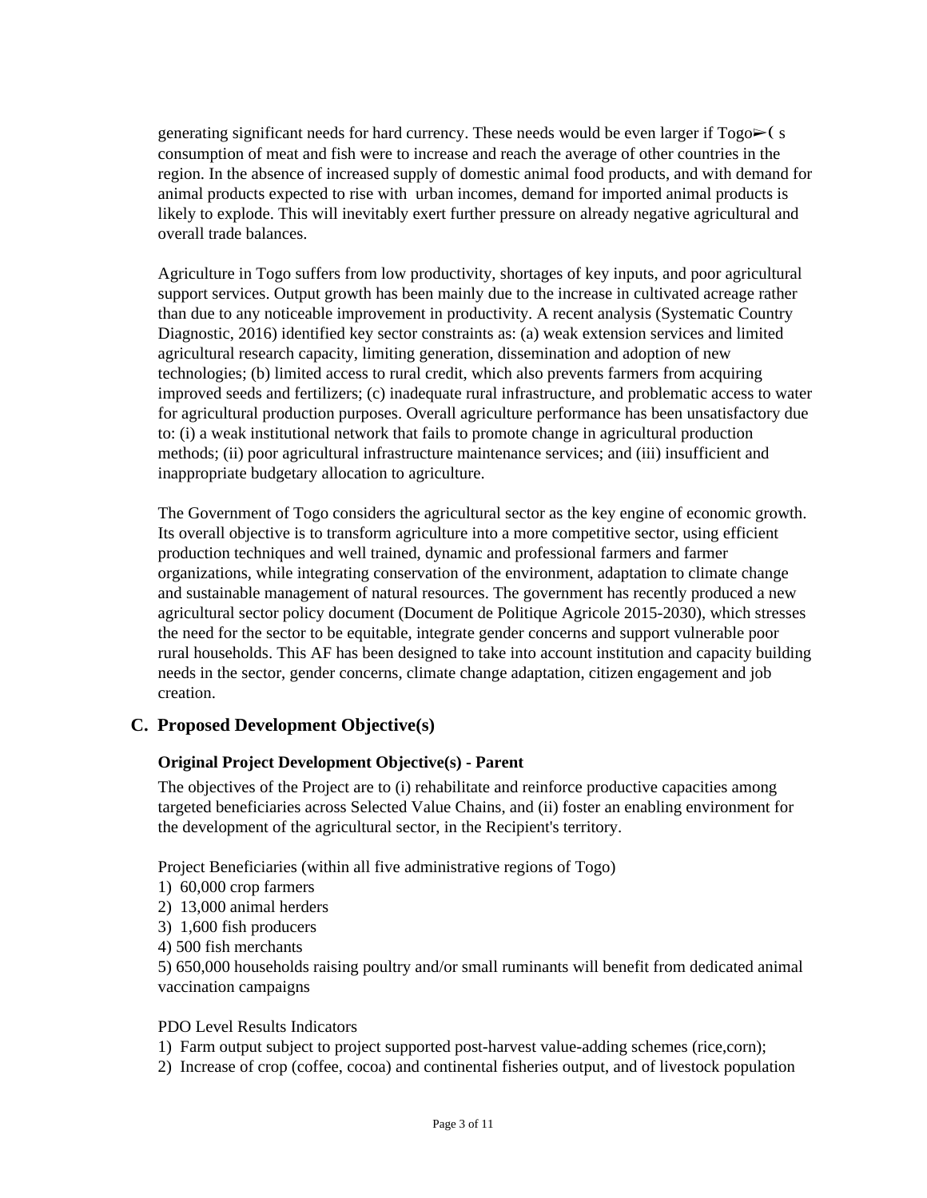generating significant needs for hard currency. These needs would be even larger if Togo➢( s consumption of meat and fish were to increase and reach the average of other countries in the region. In the absence of increased supply of domestic animal food products, and with demand for animal products expected to rise with urban incomes, demand for imported animal products is likely to explode. This will inevitably exert further pressure on already negative agricultural and overall trade balances.

Agriculture in Togo suffers from low productivity, shortages of key inputs, and poor agricultural support services. Output growth has been mainly due to the increase in cultivated acreage rather than due to any noticeable improvement in productivity. A recent analysis (Systematic Country Diagnostic, 2016) identified key sector constraints as: (a) weak extension services and limited agricultural research capacity, limiting generation, dissemination and adoption of new technologies; (b) limited access to rural credit, which also prevents farmers from acquiring improved seeds and fertilizers; (c) inadequate rural infrastructure, and problematic access to water for agricultural production purposes. Overall agriculture performance has been unsatisfactory due to: (i) a weak institutional network that fails to promote change in agricultural production methods; (ii) poor agricultural infrastructure maintenance services; and (iii) insufficient and inappropriate budgetary allocation to agriculture.

The Government of Togo considers the agricultural sector as the key engine of economic growth. Its overall objective is to transform agriculture into a more competitive sector, using efficient production techniques and well trained, dynamic and professional farmers and farmer organizations, while integrating conservation of the environment, adaptation to climate change and sustainable management of natural resources. The government has recently produced a new agricultural sector policy document (Document de Politique Agricole 2015-2030), which stresses the need for the sector to be equitable, integrate gender concerns and support vulnerable poor rural households. This AF has been designed to take into account institution and capacity building needs in the sector, gender concerns, climate change adaptation, citizen engagement and job creation.

## C. Proposed Development Objective(s)

### Original Project Development Objective(s) - Parent

The objectives of the Project are to (i) rehabilitate and reinforce productive capacities among targeted beneficiaries across Selected Value Chains, and (ii) foster an enabling environment for the development of the agricultural sector, in the Recipient's territory.

Project Beneficiaries (within all five administrative regions of Togo)

1) 60,000 crop farmers
2) 13,000 animal herders
3) 1,600 fish producers
4) 500 fish merchants
5) 650,000 households raising poultry and/or small ruminants will benefit from dedicated animal vaccination campaigns

PDO Level Results Indicators

1) Farm output subject to project supported post-harvest value-adding schemes (rice,corn);
2) Increase of crop (coffee, cocoa) and continental fisheries output, and of livestock population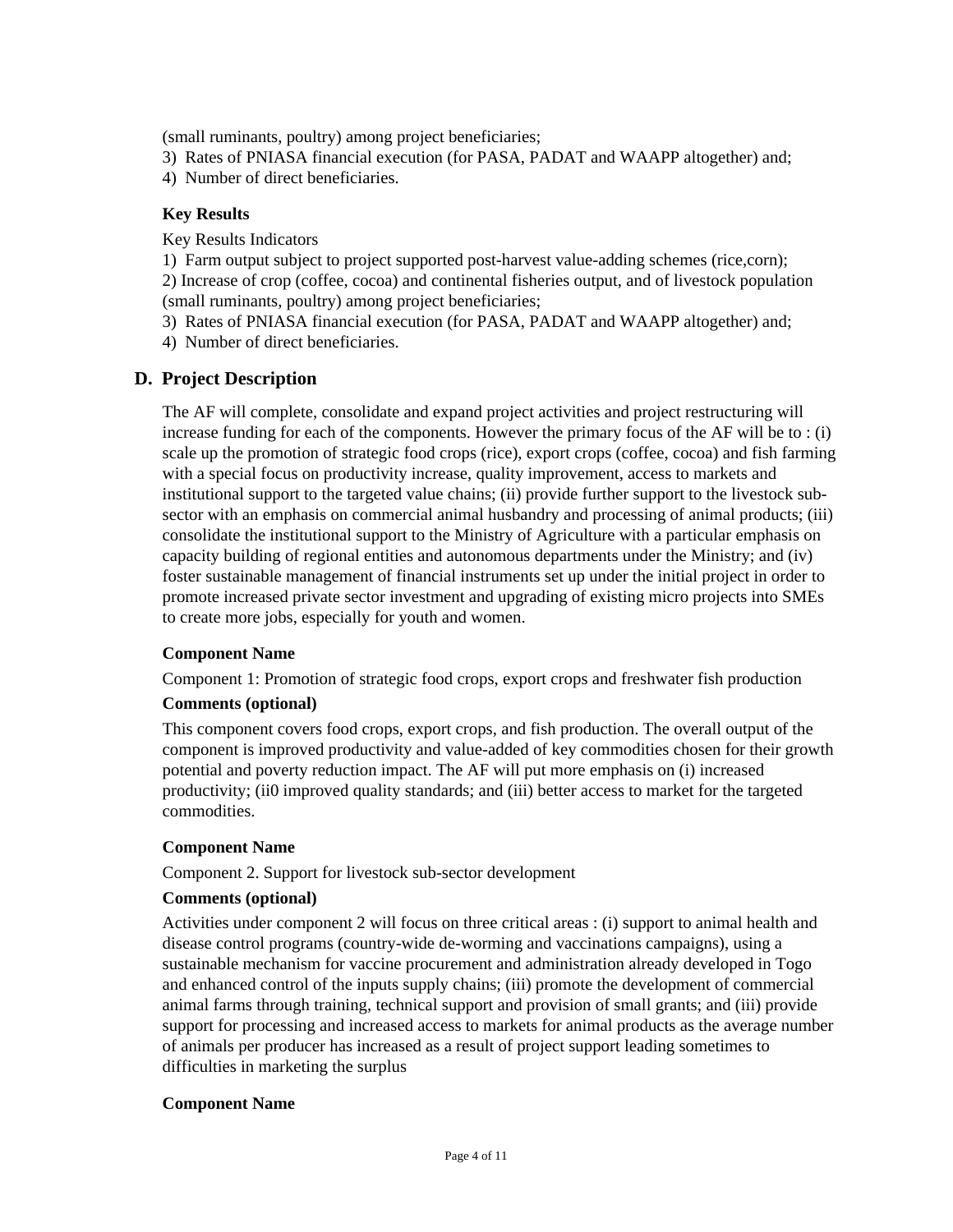(small ruminants, poultry) among project beneficiaries;

3) Rates of PNIASA financial execution (for PASA, PADAT and WAAPP altogether) and;

4) Number of direct beneficiaries.

**Key Results**

Key Results Indicators

1) Farm output subject to project supported post-harvest value-adding schemes (rice,corn);

2) Increase of crop (coffee, cocoa) and continental fisheries output, and of livestock population (small ruminants, poultry) among project beneficiaries;

3) Rates of PNIASA financial execution (for PASA, PADAT and WAAPP altogether) and;

4) Number of direct beneficiaries.

## D. Project Description

The AF will complete, consolidate and expand project activities and project restructuring will increase funding for each of the components. However the primary focus of the AF will be to : (i) scale up the promotion of strategic food crops (rice), export crops (coffee, cocoa) and fish farming with a special focus on productivity increase, quality improvement, access to markets and institutional support to the targeted value chains; (ii) provide further support to the livestock sub-sector with an emphasis on commercial animal husbandry and processing of animal products; (iii) consolidate the institutional support to the Ministry of Agriculture with a particular emphasis on capacity building of regional entities and autonomous departments under the Ministry; and (iv) foster sustainable management of financial instruments set up under the initial project in order to promote increased private sector investment and upgrading of existing micro projects into SMEs to create more jobs, especially for youth and women.

**Component Name**

Component 1: Promotion of strategic food crops, export crops and freshwater fish production

**Comments (optional)**

This component covers food crops, export crops, and fish production. The overall output of the component is improved productivity and value-added of key commodities chosen for their growth potential and poverty reduction impact. The AF will put more emphasis on (i) increased productivity; (ii0 improved quality standards; and (iii) better access to market for the targeted commodities.

**Component Name**

Component 2. Support for livestock sub-sector development

**Comments (optional)**

Activities under component 2 will focus on three critical areas : (i) support to animal health and disease control programs (country-wide de-worming and vaccinations campaigns), using a sustainable mechanism for vaccine procurement and administration already developed in Togo and enhanced control of the inputs supply chains; (iii) promote the development of commercial animal farms through training, technical support and provision of small grants; and (iii) provide support for processing and increased access to markets for animal products as the average number of animals per producer has increased as a result of project support leading sometimes to difficulties in marketing the surplus

**Component Name**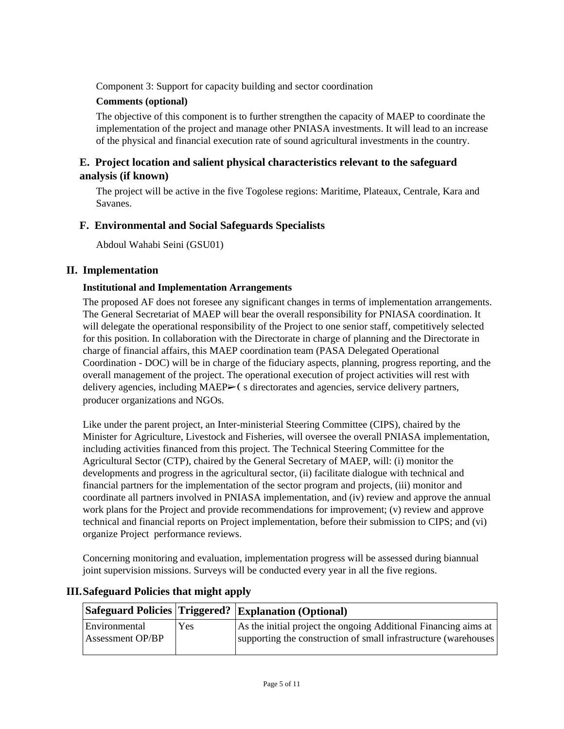Component 3: Support for capacity building and sector coordination

**Comments (optional)**

The objective of this component is to further strengthen the capacity of MAEP to coordinate the implementation of the project and manage other PNIASA investments. It will lead to an increase of the physical and financial execution rate of sound agricultural investments in the country.

## E. Project location and salient physical characteristics relevant to the safeguard analysis (if known)

The project will be active in the five Togolese regions: Maritime, Plateaux, Centrale, Kara and Savanes.

## F. Environmental and Social Safeguards Specialists

Abdoul Wahabi Seini (GSU01)

# II. Implementation

**Institutional and Implementation Arrangements**

The proposed AF does not foresee any significant changes in terms of implementation arrangements. The General Secretariat of MAEP will bear the overall responsibility for PNIASA coordination. It will delegate the operational responsibility of the Project to one senior staff, competitively selected for this position. In collaboration with the Directorate in charge of planning and the Directorate in charge of financial affairs, this MAEP coordination team (PASA Delegated Operational Coordination - DOC) will be in charge of the fiduciary aspects, planning, progress reporting, and the overall management of the project. The operational execution of project activities will rest with delivery agencies, including MAEP➢( s directorates and agencies, service delivery partners, producer organizations and NGOs.

Like under the parent project, an Inter-ministerial Steering Committee (CIPS), chaired by the Minister for Agriculture, Livestock and Fisheries, will oversee the overall PNIASA implementation, including activities financed from this project. The Technical Steering Committee for the Agricultural Sector (CTP), chaired by the General Secretary of MAEP, will: (i) monitor the developments and progress in the agricultural sector, (ii) facilitate dialogue with technical and financial partners for the implementation of the sector program and projects, (iii) monitor and coordinate all partners involved in PNIASA implementation, and (iv) review and approve the annual work plans for the Project and provide recommendations for improvement; (v) review and approve technical and financial reports on Project implementation, before their submission to CIPS; and (vi) organize Project performance reviews.

Concerning monitoring and evaluation, implementation progress will be assessed during biannual joint supervision missions. Surveys will be conducted every year in all the five regions.

# III. Safeguard Policies that might apply

| Safeguard Policies | Triggered? | Explanation (Optional) |
|---|---|---|
| Environmental Assessment OP/BP | Yes | As the initial project the ongoing Additional Financing aims at supporting the construction of small infrastructure (warehouses |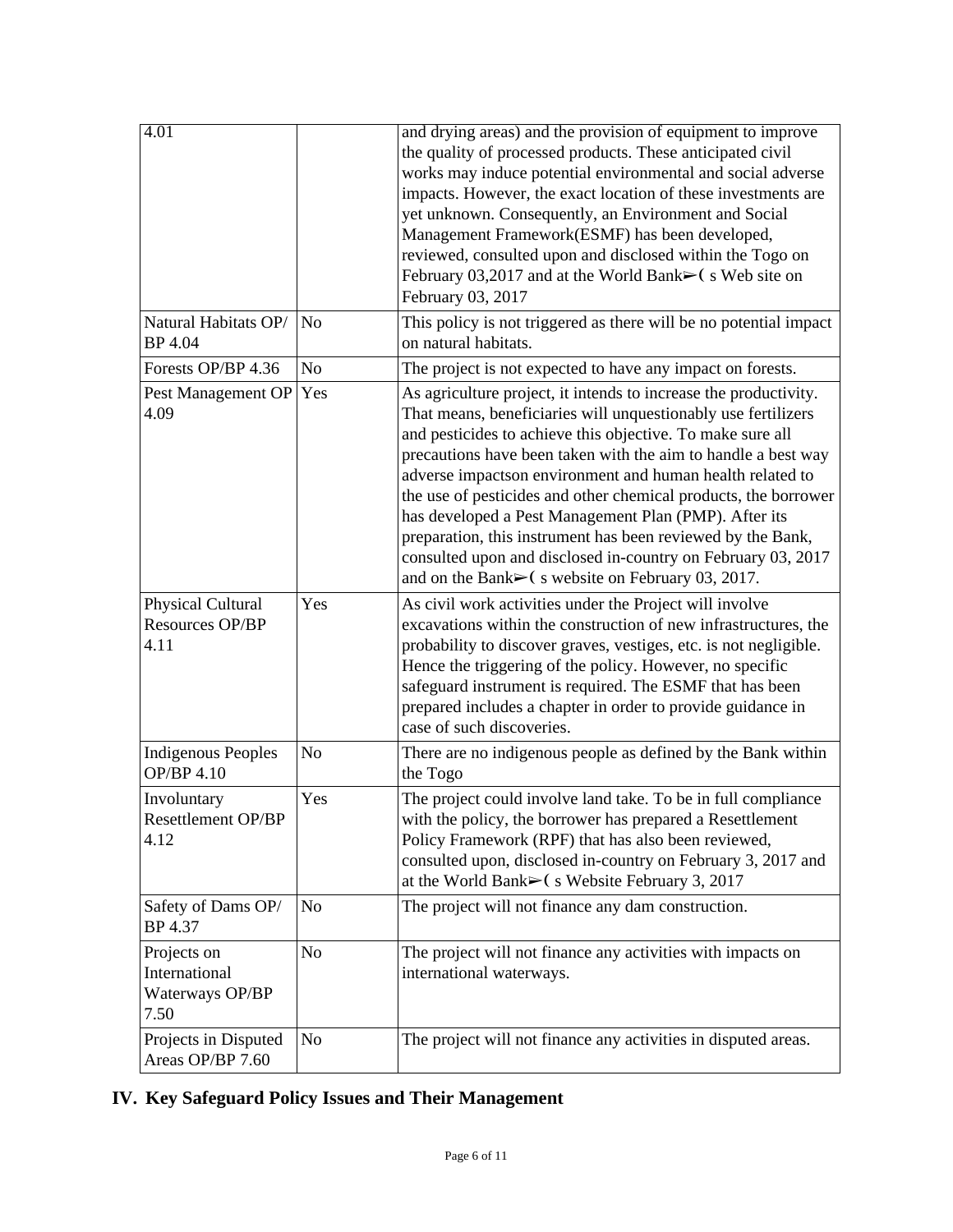| | | |
|---|---|---|
| 4.01 | | and drying areas) and the provision of equipment to improve the quality of processed products. These anticipated civil works may induce potential environmental and social adverse impacts. However, the exact location of these investments are yet unknown. Consequently, an Environment and Social Management Framework(ESMF) has been developed, reviewed, consulted upon and disclosed within the Togo on February 03,2017 and at the World Bank➢( s Web site on February 03, 2017 |
| Natural Habitats OP/ BP 4.04 | No | This policy is not triggered as there will be no potential impact on natural habitats. |
| Forests OP/BP 4.36 | No | The project is not expected to have any impact on forests. |
| Pest Management OP 4.09 | Yes | As agriculture project, it intends to increase the productivity. That means, beneficiaries will unquestionably use fertilizers and pesticides to achieve this objective. To make sure all precautions have been taken with the aim to handle a best way adverse impactson environment and human health related to the use of pesticides and other chemical products, the borrower has developed a Pest Management Plan (PMP). After its preparation, this instrument has been reviewed by the Bank, consulted upon and disclosed in-country on February 03, 2017 and on the Bank➢( s website on February 03, 2017. |
| Physical Cultural Resources OP/BP 4.11 | Yes | As civil work activities under the Project will involve excavations within the construction of new infrastructures, the probability to discover graves, vestiges, etc. is not negligible. Hence the triggering of the policy. However, no specific safeguard instrument is required. The ESMF that has been prepared includes a chapter in order to provide guidance in case of such discoveries. |
| Indigenous Peoples OP/BP 4.10 | No | There are no indigenous people as defined by the Bank within the Togo |
| Involuntary Resettlement OP/BP 4.12 | Yes | The project could involve land take. To be in full compliance with the policy, the borrower has prepared a Resettlement Policy Framework (RPF) that has also been reviewed, consulted upon, disclosed in-country on February 3, 2017 and at the World Bank➢( s Website February 3, 2017 |
| Safety of Dams OP/ BP 4.37 | No | The project will not finance any dam construction. |
| Projects on International Waterways OP/BP 7.50 | No | The project will not finance any activities with impacts on international waterways. |
| Projects in Disputed Areas OP/BP 7.60 | No | The project will not finance any activities in disputed areas. |

## IV. Key Safeguard Policy Issues and Their Management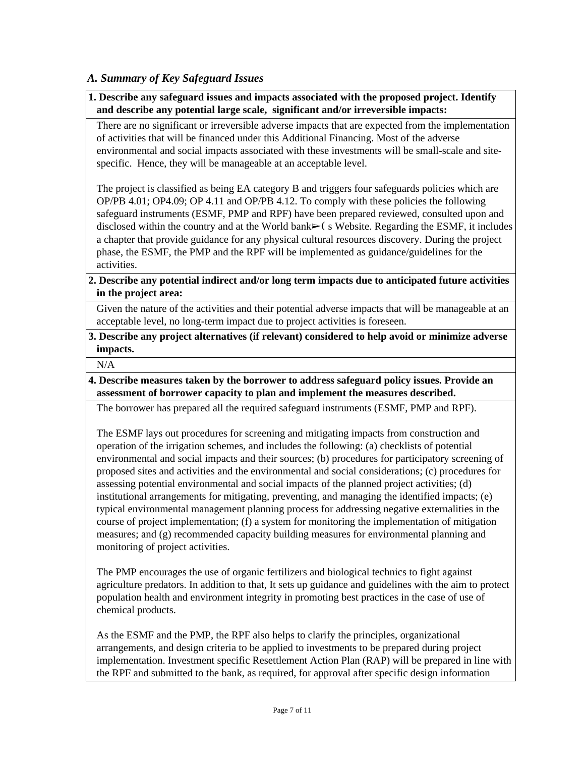## *A. Summary of Key Safeguard Issues*

**1. Describe any safeguard issues and impacts associated with the proposed project. Identify and describe any potential large scale, significant and/or irreversible impacts:**

There are no significant or irreversible adverse impacts that are expected from the implementation of activities that will be financed under this Additional Financing. Most of the adverse environmental and social impacts associated with these investments will be small-scale and site-specific. Hence, they will be manageable at an acceptable level.

The project is classified as being EA category B and triggers four safeguards policies which are OP/PB 4.01; OP4.09; OP 4.11 and OP/PB 4.12. To comply with these policies the following safeguard instruments (ESMF, PMP and RPF) have been prepared reviewed, consulted upon and disclosed within the country and at the World bank➢( s Website. Regarding the ESMF, it includes a chapter that provide guidance for any physical cultural resources discovery. During the project phase, the ESMF, the PMP and the RPF will be implemented as guidance/guidelines for the activities.

**2. Describe any potential indirect and/or long term impacts due to anticipated future activities in the project area:**

Given the nature of the activities and their potential adverse impacts that will be manageable at an acceptable level, no long-term impact due to project activities is foreseen.

**3. Describe any project alternatives (if relevant) considered to help avoid or minimize adverse impacts.**

N/A

**4. Describe measures taken by the borrower to address safeguard policy issues. Provide an assessment of borrower capacity to plan and implement the measures described.**

The borrower has prepared all the required safeguard instruments (ESMF, PMP and RPF).

The ESMF lays out procedures for screening and mitigating impacts from construction and operation of the irrigation schemes, and includes the following: (a) checklists of potential environmental and social impacts and their sources; (b) procedures for participatory screening of proposed sites and activities and the environmental and social considerations; (c) procedures for assessing potential environmental and social impacts of the planned project activities; (d) institutional arrangements for mitigating, preventing, and managing the identified impacts; (e) typical environmental management planning process for addressing negative externalities in the course of project implementation; (f) a system for monitoring the implementation of mitigation measures; and (g) recommended capacity building measures for environmental planning and monitoring of project activities.

The PMP encourages the use of organic fertilizers and biological technics to fight against agriculture predators. In addition to that, It sets up guidance and guidelines with the aim to protect population health and environment integrity in promoting best practices in the case of use of chemical products.

As the ESMF and the PMP, the RPF also helps to clarify the principles, organizational arrangements, and design criteria to be applied to investments to be prepared during project implementation. Investment specific Resettlement Action Plan (RAP) will be prepared in line with the RPF and submitted to the bank, as required, for approval after specific design information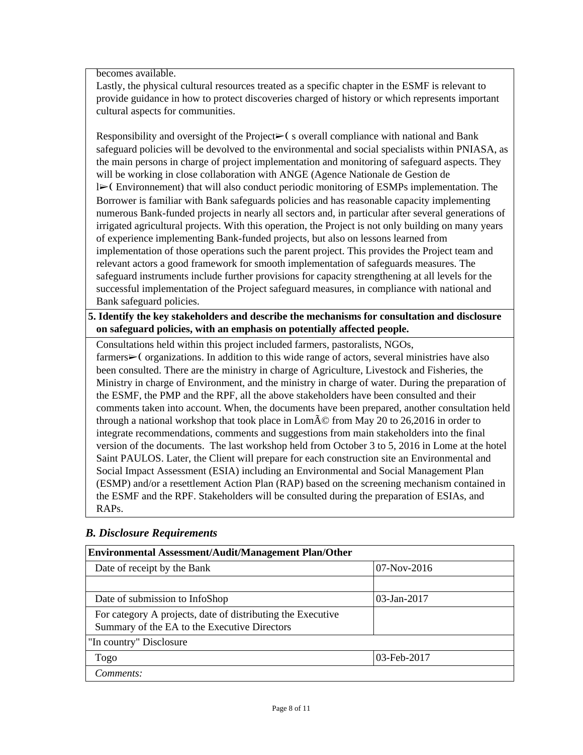becomes available.

Lastly, the physical cultural resources treated as a specific chapter in the ESMF is relevant to provide guidance in how to protect discoveries charged of history or which represents important cultural aspects for communities.

Responsibility and oversight of the Project➢( s overall compliance with national and Bank safeguard policies will be devolved to the environmental and social specialists within PNIASA, as the main persons in charge of project implementation and monitoring of safeguard aspects. They will be working in close collaboration with ANGE (Agence Nationale de Gestion de l➢( Environnement) that will also conduct periodic monitoring of ESMPs implementation. The Borrower is familiar with Bank safeguards policies and has reasonable capacity implementing numerous Bank-funded projects in nearly all sectors and, in particular after several generations of irrigated agricultural projects. With this operation, the Project is not only building on many years of experience implementing Bank-funded projects, but also on lessons learned from implementation of those operations such the parent project. This provides the Project team and relevant actors a good framework for smooth implementation of safeguards measures. The safeguard instruments include further provisions for capacity strengthening at all levels for the successful implementation of the Project safeguard measures, in compliance with national and Bank safeguard policies.

**5. Identify the key stakeholders and describe the mechanisms for consultation and disclosure on safeguard policies, with an emphasis on potentially affected people.**

Consultations held within this project included farmers, pastoralists, NGOs, farmers➢( organizations. In addition to this wide range of actors, several ministries have also been consulted. There are the ministry in charge of Agriculture, Livestock and Fisheries, the Ministry in charge of Environment, and the ministry in charge of water. During the preparation of the ESMF, the PMP and the RPF, all the above stakeholders have been consulted and their comments taken into account. When, the documents have been prepared, another consultation held through a national workshop that took place in LomÃ© from May 20 to 26,2016 in order to integrate recommendations, comments and suggestions from main stakeholders into the final version of the documents. The last workshop held from October 3 to 5, 2016 in Lome at the hotel Saint PAULOS. Later, the Client will prepare for each construction site an Environmental and Social Impact Assessment (ESIA) including an Environmental and Social Management Plan (ESMP) and/or a resettlement Action Plan (RAP) based on the screening mechanism contained in the ESMF and the RPF. Stakeholders will be consulted during the preparation of ESIAs, and RAPs.

### *B. Disclosure Requirements*

| **Environmental Assessment/Audit/Management Plan/Other** | |
|---|---|
| Date of receipt by the Bank | 07-Nov-2016 |
| | |
| Date of submission to InfoShop | 03-Jan-2017 |
| For category A projects, date of distributing the Executive Summary of the EA to the Executive Directors | |
| "In country" Disclosure | |
| Togo | 03-Feb-2017 |
| *Comments:* | |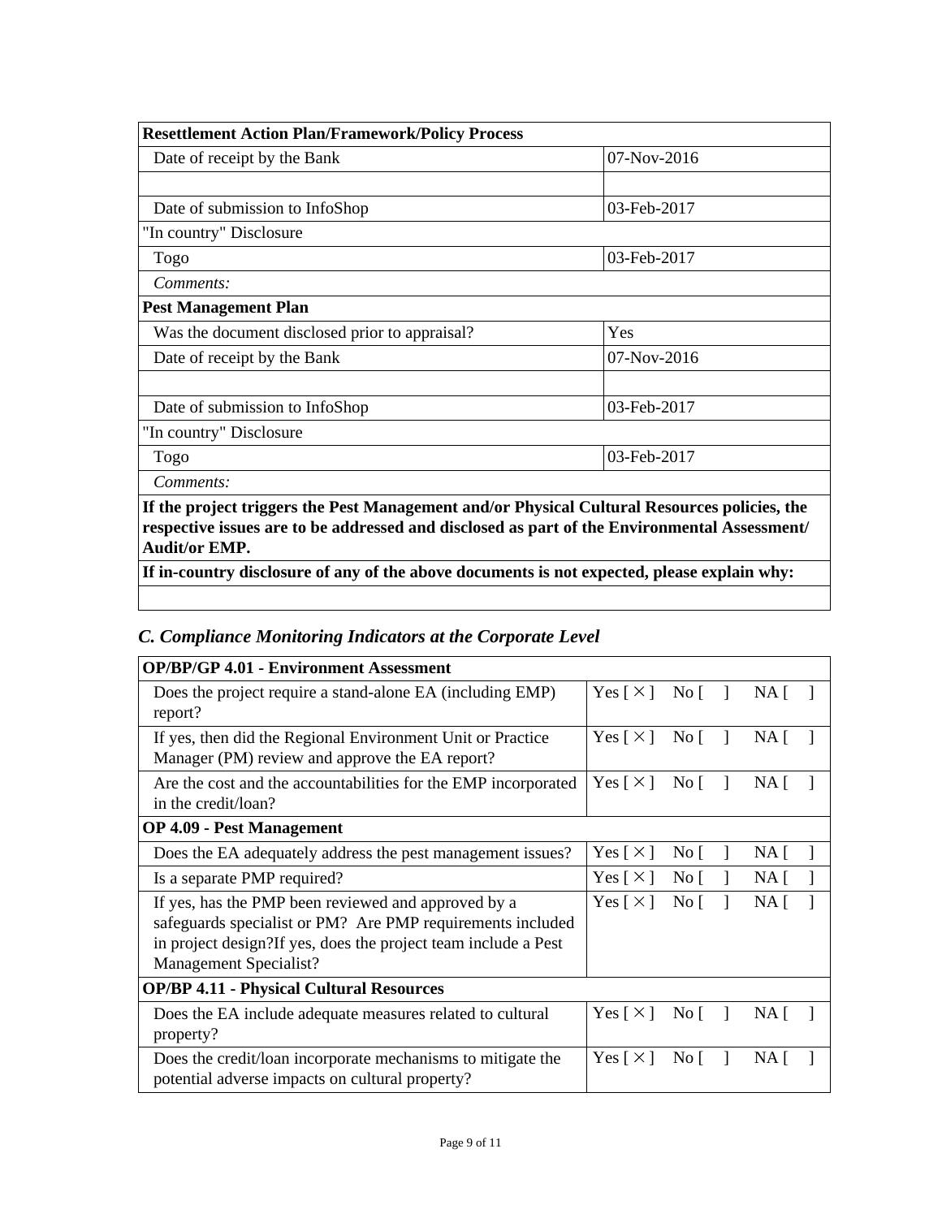| Resettlement Action Plan/Framework/Policy Process | |
|---|---|
| Date of receipt by the Bank | 07-Nov-2016 |
| | |
| Date of submission to InfoShop | 03-Feb-2017 |
| "In country" Disclosure | |
| Togo | 03-Feb-2017 |
| *Comments:* | |
| **Pest Management Plan** | |
| Was the document disclosed prior to appraisal? | Yes |
| Date of receipt by the Bank | 07-Nov-2016 |
| | |
| Date of submission to InfoShop | 03-Feb-2017 |
| "In country" Disclosure | |
| Togo | 03-Feb-2017 |
| *Comments:* | |
| **If the project triggers the Pest Management and/or Physical Cultural Resources policies, the respective issues are to be addressed and disclosed as part of the Environmental Assessment/ Audit/or EMP.** | |
| **If in-country disclosure of any of the above documents is not expected, please explain why:** | |
| | |

## *C. Compliance Monitoring Indicators at the Corporate Level*

| OP/BP/GP 4.01 - Environment Assessment | |
|---|---|
| Does the project require a stand-alone EA (including EMP) report? | Yes [ × ] No [ ] NA [ ] |
| If yes, then did the Regional Environment Unit or Practice Manager (PM) review and approve the EA report? | Yes [ × ] No [ ] NA [ ] |
| Are the cost and the accountabilities for the EMP incorporated in the credit/loan? | Yes [ × ] No [ ] NA [ ] |
| **OP 4.09 - Pest Management** | |
| Does the EA adequately address the pest management issues? | Yes [ × ] No [ ] NA [ ] |
| Is a separate PMP required? | Yes [ × ] No [ ] NA [ ] |
| If yes, has the PMP been reviewed and approved by a safeguards specialist or PM? Are PMP requirements included in project design?If yes, does the project team include a Pest Management Specialist? | Yes [ × ] No [ ] NA [ ] |
| **OP/BP 4.11 - Physical Cultural Resources** | |
| Does the EA include adequate measures related to cultural property? | Yes [ × ] No [ ] NA [ ] |
| Does the credit/loan incorporate mechanisms to mitigate the potential adverse impacts on cultural property? | Yes [ × ] No [ ] NA [ ] |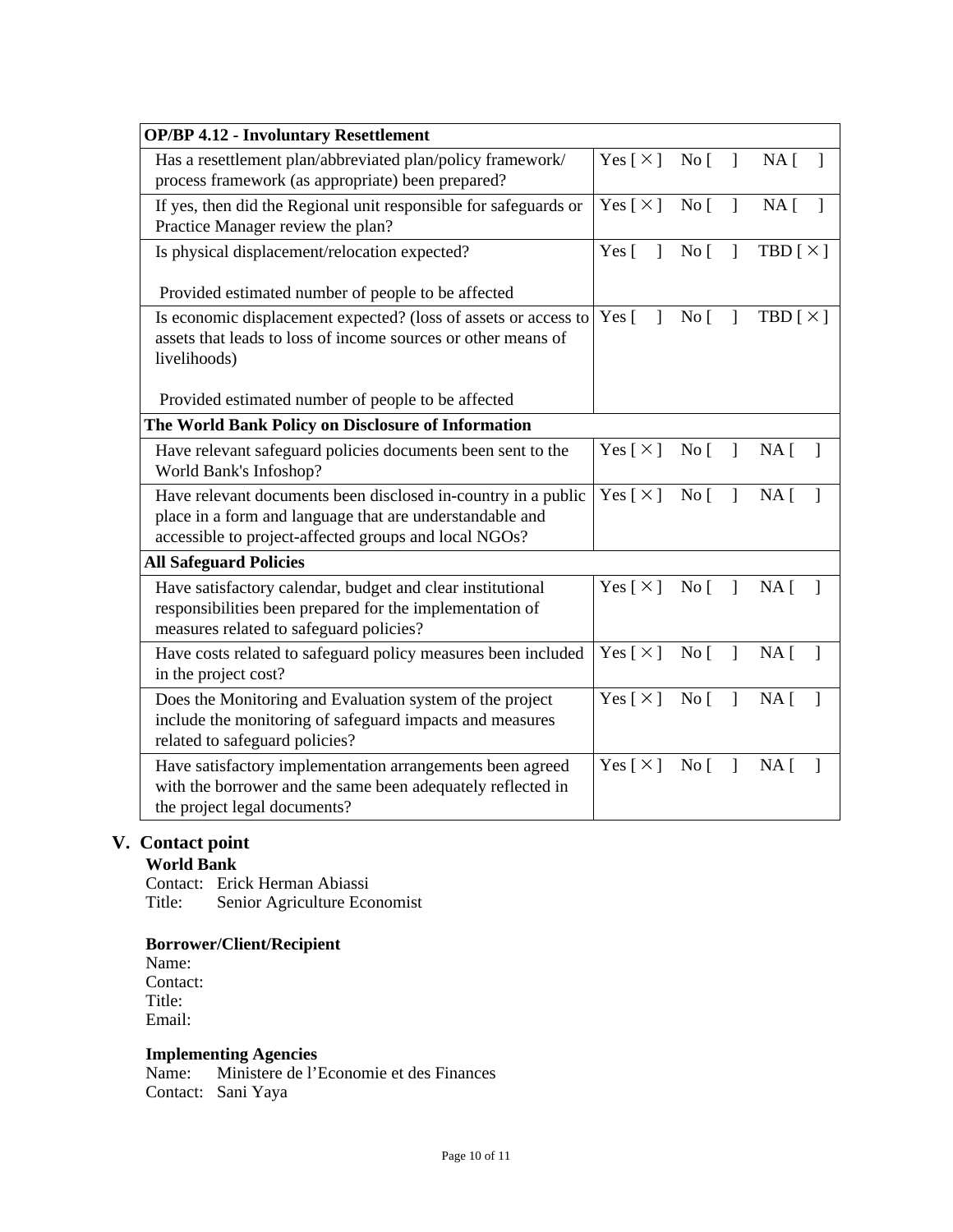| OP/BP 4.12 - Involuntary Resettlement | |
|---|---|
| Has a resettlement plan/abbreviated plan/policy framework/ process framework (as appropriate) been prepared? | Yes [ × ] No [ ] NA [ ] |
| If yes, then did the Regional unit responsible for safeguards or Practice Manager review the plan? | Yes [ × ] No [ ] NA [ ] |
| Is physical displacement/relocation expected?<br><br>Provided estimated number of people to be affected | Yes [ ] No [ ] TBD [ × ] |
| Is economic displacement expected? (loss of assets or access to assets that leads to loss of income sources or other means of livelihoods)<br><br>Provided estimated number of people to be affected | Yes [ ] No [ ] TBD [ × ] |
| **The World Bank Policy on Disclosure of Information** | |
| Have relevant safeguard policies documents been sent to the World Bank's Infoshop? | Yes [ × ] No [ ] NA [ ] |
| Have relevant documents been disclosed in-country in a public place in a form and language that are understandable and accessible to project-affected groups and local NGOs? | Yes [ × ] No [ ] NA [ ] |
| **All Safeguard Policies** | |
| Have satisfactory calendar, budget and clear institutional responsibilities been prepared for the implementation of measures related to safeguard policies? | Yes [ × ] No [ ] NA [ ] |
| Have costs related to safeguard policy measures been included in the project cost? | Yes [ × ] No [ ] NA [ ] |
| Does the Monitoring and Evaluation system of the project include the monitoring of safeguard impacts and measures related to safeguard policies? | Yes [ × ] No [ ] NA [ ] |
| Have satisfactory implementation arrangements been agreed with the borrower and the same been adequately reflected in the project legal documents? | Yes [ × ] No [ ] NA [ ] |

## V. Contact point

**World Bank**

Contact: Erick Herman Abiassi
Title: Senior Agriculture Economist

**Borrower/Client/Recipient**

Name:
Contact:
Title:
Email:

**Implementing Agencies**

Name: Ministere de l'Economie et des Finances
Contact: Sani Yaya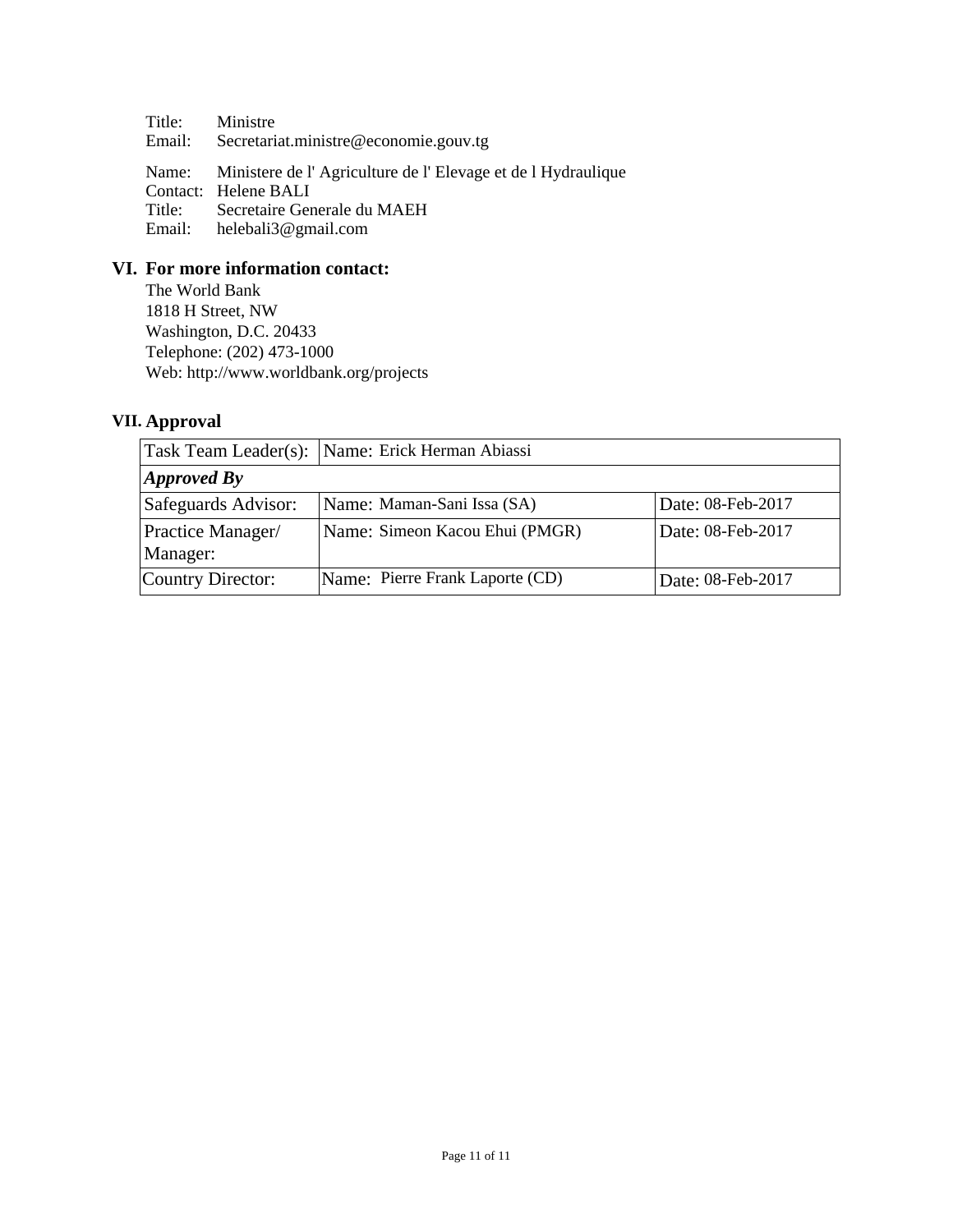Title: Ministre
Email: Secretariat.ministre@economie.gouv.tg

Name: Ministere de l' Agriculture de l' Elevage et de l Hydraulique
Contact: Helene BALI
Title: Secretaire Generale du MAEH
Email: helebali3@gmail.com

## VI. For more information contact:

The World Bank
1818 H Street, NW
Washington, D.C. 20433
Telephone: (202) 473-1000
Web: http://www.worldbank.org/projects

## VII. Approval

| | | |
|---|---|---|
| Task Team Leader(s): | Name: Erick Herman Abiassi | |
| ***Approved By*** | | |
| Safeguards Advisor: | Name: Maman-Sani Issa (SA) | Date: 08-Feb-2017 |
| Practice Manager/ Manager: | Name: Simeon Kacou Ehui (PMGR) | Date: 08-Feb-2017 |
| Country Director: | Name: Pierre Frank Laporte (CD) | Date: 08-Feb-2017 |